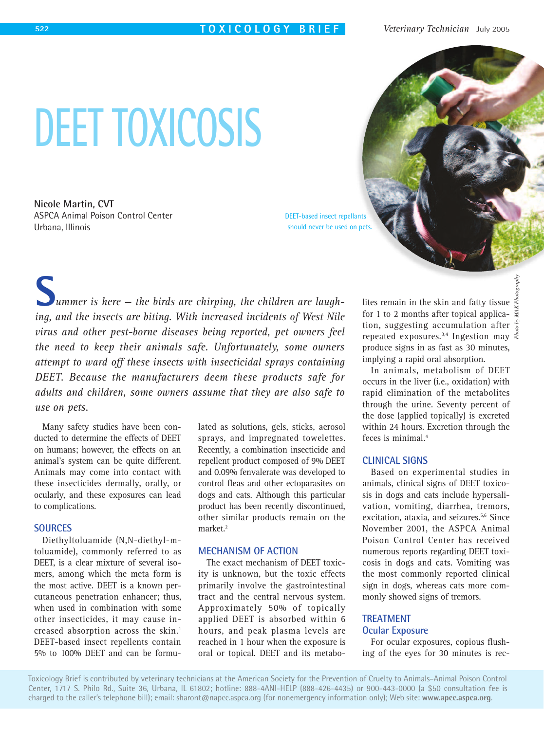# DEET TOXICOSIS

**Nicole Martin, CVT**
ASPCA Animal Poison Control Center
Urbana, Illinois

DEET-based insect repellants should never be used on pets.

Photo by MAK Photography

*Summer is here — the birds are chirping, the children are laughing, and the insects are biting. With increased incidents of West Nile virus and other pest-borne diseases being reported, pet owners feel the need to keep their animals safe. Unfortunately, some owners attempt to ward off these insects with insecticidal sprays containing DEET. Because the manufacturers deem these products safe for adults and children, some owners assume that they are also safe to use on pets.*

Many safety studies have been conducted to determine the effects of DEET on humans; however, the effects on an animal's system can be quite different. Animals may come into contact with these insecticides dermally, orally, or ocularly, and these exposures can lead to complications.

## SOURCES

Diethyltoluamide (N,N-diethyl-m-toluamide), commonly referred to as DEET, is a clear mixture of several isomers, among which the meta form is the most active. DEET is a known percutaneous penetration enhancer; thus, when used in combination with some other insecticides, it may cause increased absorption across the skin.[1] DEET-based insect repellents contain 5% to 100% DEET and can be formulated as solutions, gels, sticks, aerosol sprays, and impregnated towelettes. Recently, a combination insecticide and repellent product composed of 9% DEET and 0.09% fenvalerate was developed to control fleas and other ectoparasites on dogs and cats. Although this particular product has been recently discontinued, other similar products remain on the market.[2]

## MECHANISM OF ACTION

The exact mechanism of DEET toxicity is unknown, but the toxic effects primarily involve the gastrointestinal tract and the central nervous system. Approximately 50% of topically applied DEET is absorbed within 6 hours, and peak plasma levels are reached in 1 hour when the exposure is oral or topical. DEET and its metabolites remain in the skin and fatty tissue for 1 to 2 months after topical application, suggesting accumulation after repeated exposures.[3,4] Ingestion may produce signs in as fast as 30 minutes, implying a rapid oral absorption.

In animals, metabolism of DEET occurs in the liver (i.e., oxidation) with rapid elimination of the metabolites through the urine. Seventy percent of the dose (applied topically) is excreted within 24 hours. Excretion through the feces is minimal.[4]

## CLINICAL SIGNS

Based on experimental studies in animals, clinical signs of DEET toxicosis in dogs and cats include hypersalivation, vomiting, diarrhea, tremors, excitation, ataxia, and seizures.[5,6] Since November 2001, the ASPCA Animal Poison Control Center has received numerous reports regarding DEET toxicosis in dogs and cats. Vomiting was the most commonly reported clinical sign in dogs, whereas cats more commonly showed signs of tremors.

## TREATMENT

### Ocular Exposure

For ocular exposures, copious flushing of the eyes for 30 minutes is rec-

Toxicology Brief is contributed by veterinary technicians at the American Society for the Prevention of Cruelty to Animals–Animal Poison Control Center, 1717 S. Philo Rd., Suite 36, Urbana, IL 61802; hotline: 888-4ANI-HELP (888-426-4435) or 900-443-0000 (a $50 consultation fee is charged to the caller's telephone bill); email: sharont@napcc.aspca.org (for nonemergency information only); Web site: **www.apcc.aspca.org**.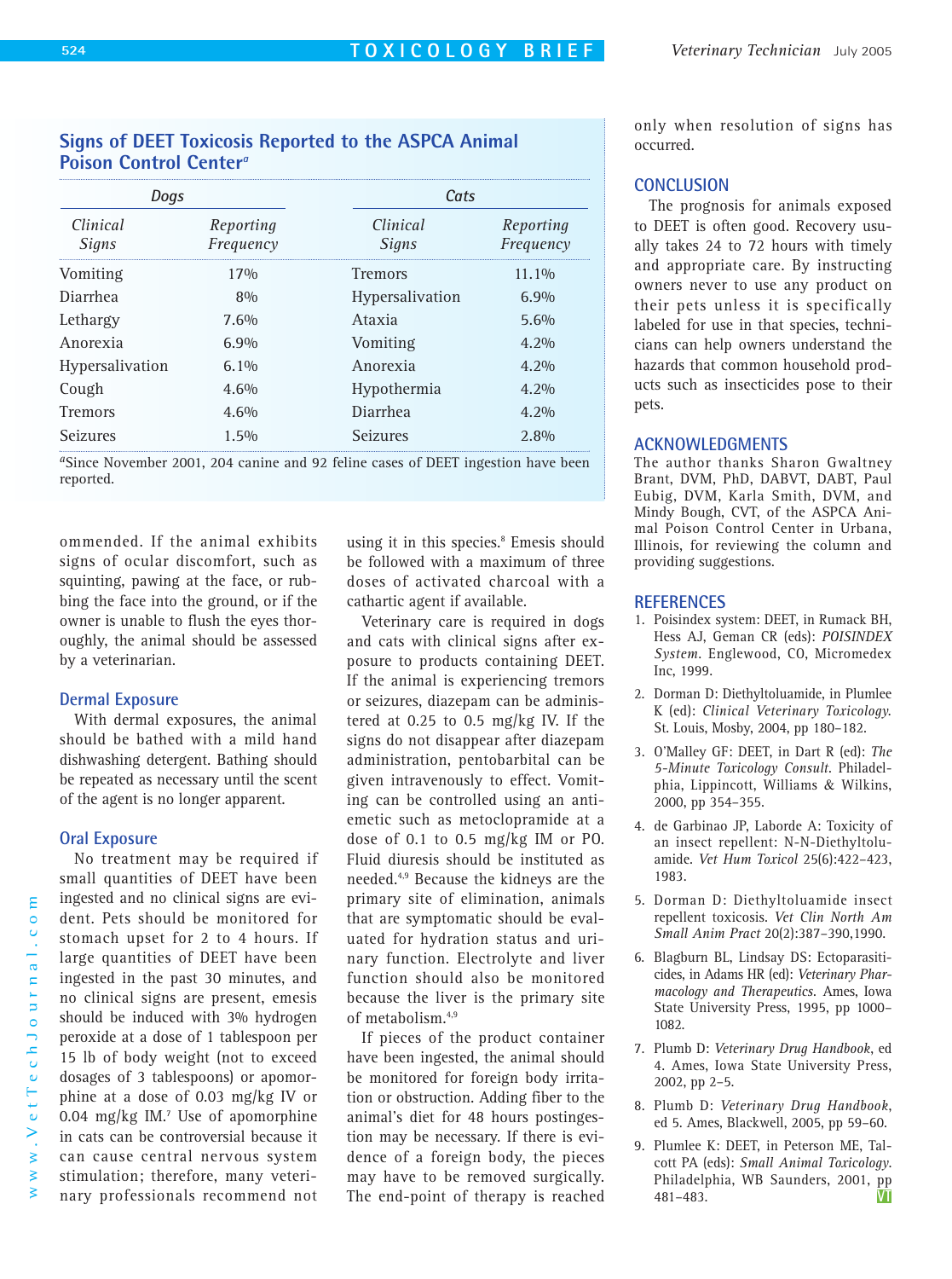## Signs of DEET Toxicosis Reported to the ASPCA Animal Poison Control Center[a]

| Dogs | | Cats | |
|---|---|---|---|
| *Clinical Signs* | *Reporting Frequency* | *Clinical Signs* | *Reporting Frequency* |
| Vomiting | 17% | Tremors | 11.1% |
| Diarrhea | 8% | Hypersalivation | 6.9% |
| Lethargy | 7.6% | Ataxia | 5.6% |
| Anorexia | 6.9% | Vomiting | 4.2% |
| Hypersalivation | 6.1% | Anorexia | 4.2% |
| Cough | 4.6% | Hypothermia | 4.2% |
| Tremors | 4.6% | Diarrhea | 4.2% |
| Seizures | 1.5% | Seizures | 2.8% |

[a]Since November 2001, 204 canine and 92 feline cases of DEET ingestion have been reported.

ommended. If the animal exhibits signs of ocular discomfort, such as squinting, pawing at the face, or rubbing the face into the ground, or if the owner is unable to flush the eyes thoroughly, the animal should be assessed by a veterinarian.

### Dermal Exposure

With dermal exposures, the animal should be bathed with a mild hand dishwashing detergent. Bathing should be repeated as necessary until the scent of the agent is no longer apparent.

### Oral Exposure

No treatment may be required if small quantities of DEET have been ingested and no clinical signs are evident. Pets should be monitored for stomach upset for 2 to 4 hours. If large quantities of DEET have been ingested in the past 30 minutes, and no clinical signs are present, emesis should be induced with 3% hydrogen peroxide at a dose of 1 tablespoon per 15 lb of body weight (not to exceed dosages of 3 tablespoons) or apomorphine at a dose of 0.03 mg/kg IV or 0.04 mg/kg IM.[7] Use of apomorphine in cats can be controversial because it can cause central nervous system stimulation; therefore, many veterinary professionals recommend not using it in this species.[8] Emesis should be followed with a maximum of three doses of activated charcoal with a cathartic agent if available.

Veterinary care is required in dogs and cats with clinical signs after exposure to products containing DEET. If the animal is experiencing tremors or seizures, diazepam can be administered at 0.25 to 0.5 mg/kg IV. If the signs do not disappear after diazepam administration, pentobarbital can be given intravenously to effect. Vomiting can be controlled using an antiemetic such as metoclopramide at a dose of 0.1 to 0.5 mg/kg IM or PO. Fluid diuresis should be instituted as needed.[4,9] Because the kidneys are the primary site of elimination, animals that are symptomatic should be evaluated for hydration status and urinary function. Electrolyte and liver function should also be monitored because the liver is the primary site of metabolism.[4,9]

If pieces of the product container have been ingested, the animal should be monitored for foreign body irritation or obstruction. Adding fiber to the animal's diet for 48 hours postingestion may be necessary. If there is evidence of a foreign body, the pieces may have to be removed surgically. The end-point of therapy is reached only when resolution of signs has occurred.

## CONCLUSION

The prognosis for animals exposed to DEET is often good. Recovery usually takes 24 to 72 hours with timely and appropriate care. By instructing owners never to use any product on their pets unless it is specifically labeled for use in that species, technicians can help owners understand the hazards that common household products such as insecticides pose to their pets.

## ACKNOWLEDGMENTS

The author thanks Sharon Gwaltney Brant, DVM, PhD, DABVT, DABT, Paul Eubig, DVM, Karla Smith, DVM, and Mindy Bough, CVT, of the ASPCA Animal Poison Control Center in Urbana, Illinois, for reviewing the column and providing suggestions.

## REFERENCES

1. Poisindex system: DEET, in Rumack BH, Hess AJ, Geman CR (eds): *POISINDEX System*. Englewood, CO, Micromedex Inc, 1999.
2. Dorman D: Diethyltoluamide, in Plumlee K (ed): *Clinical Veterinary Toxicology*. St. Louis, Mosby, 2004, pp 180–182.
3. O'Malley GF: DEET, in Dart R (ed): *The 5-Minute Toxicology Consult*. Philadelphia, Lippincott, Williams & Wilkins, 2000, pp 354–355.
4. de Garbinao JP, Laborde A: Toxicity of an insect repellent: N-N-Diethyltoluamide. *Vet Hum Toxicol* 25(6):422–423, 1983.
5. Dorman D: Diethyltoluamide insect repellent toxicosis. *Vet Clin North Am Small Anim Pract* 20(2):387–390,1990.
6. Blagburn BL, Lindsay DS: Ectoparasiticides, in Adams HR (ed): *Veterinary Pharmacology and Therapeutics*. Ames, Iowa State University Press, 1995, pp 1000–1082.
7. Plumb D: *Veterinary Drug Handbook*, ed 4. Ames, Iowa State University Press, 2002, pp 2–5.
8. Plumb D: *Veterinary Drug Handbook*, ed 5. Ames, Blackwell, 2005, pp 59–60.
9. Plumlee K: DEET, in Peterson ME, Talcott PA (eds): *Small Animal Toxicology*. Philadelphia, WB Saunders, 2001, pp 481–483.